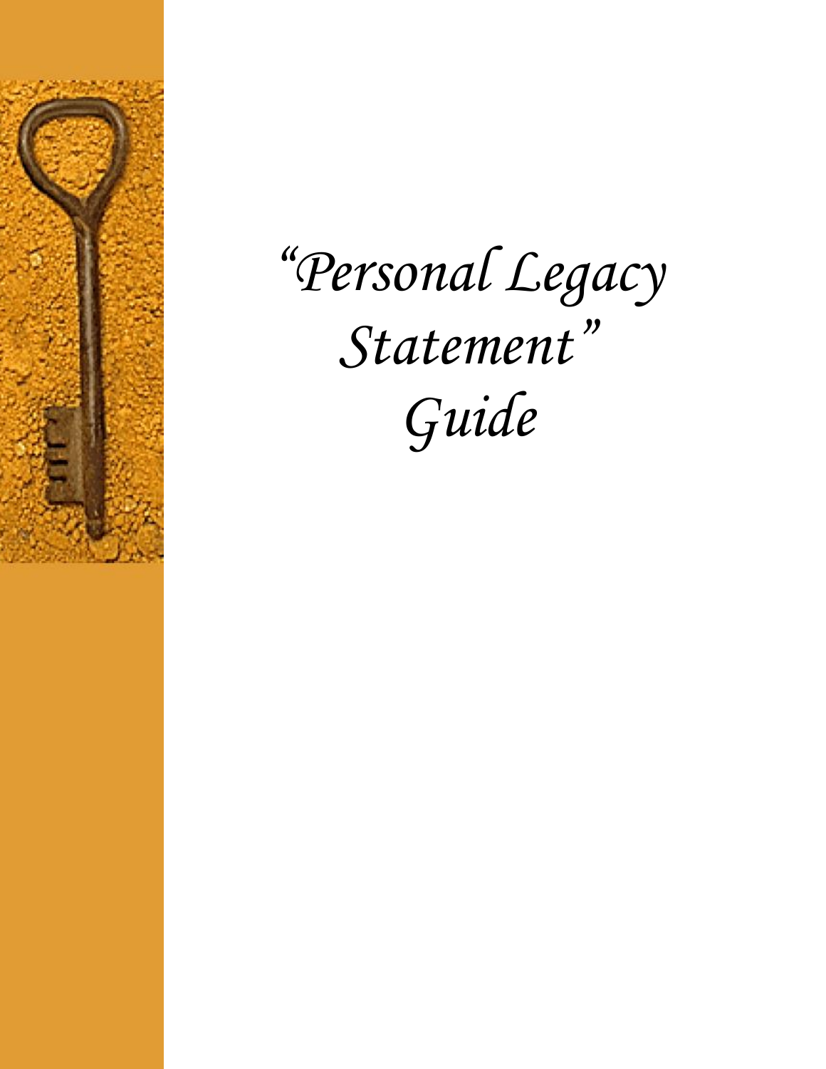# *"Personal Legacy Statement" Guide*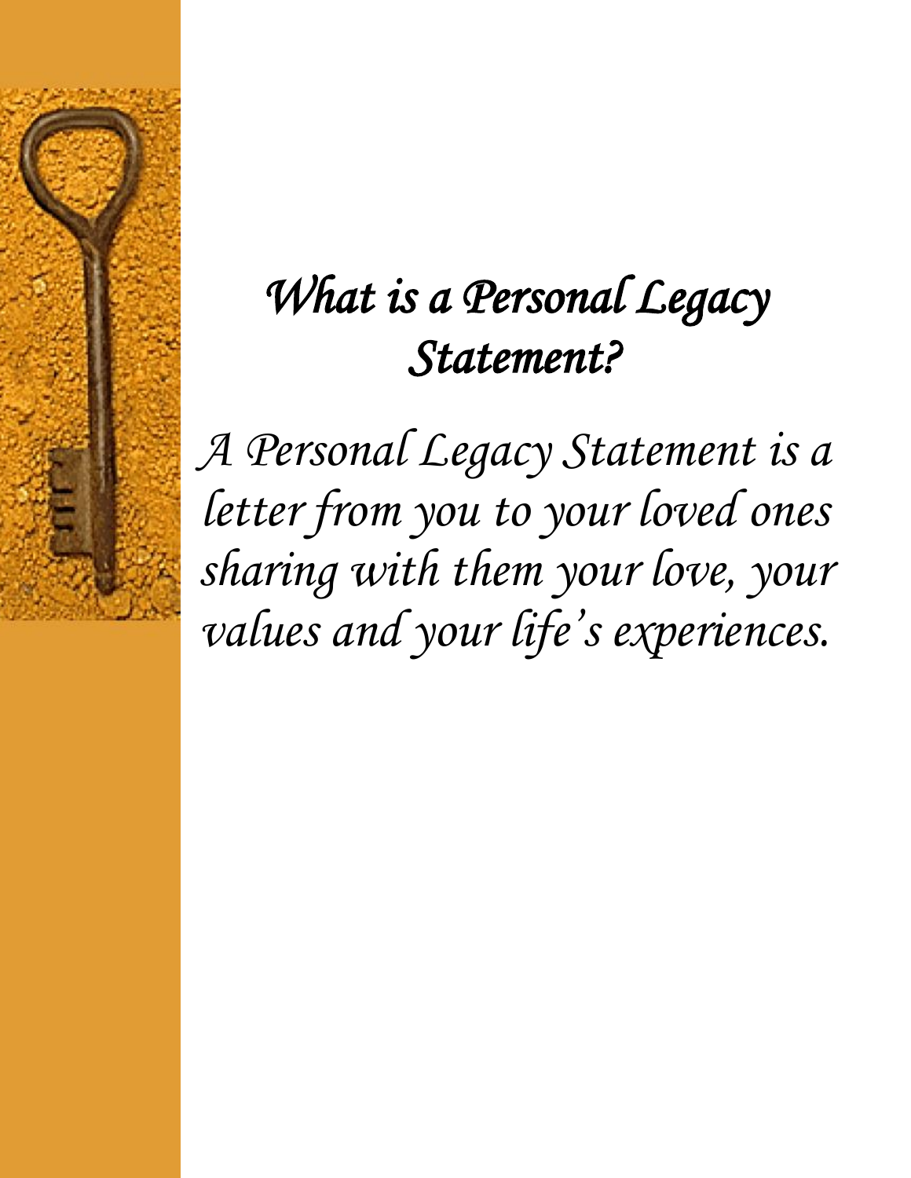# *What is a Personal Legacy Statement?*

*A Personal Legacy Statement is a letter from you to your loved ones sharing with them your love, your values and your life's experiences.*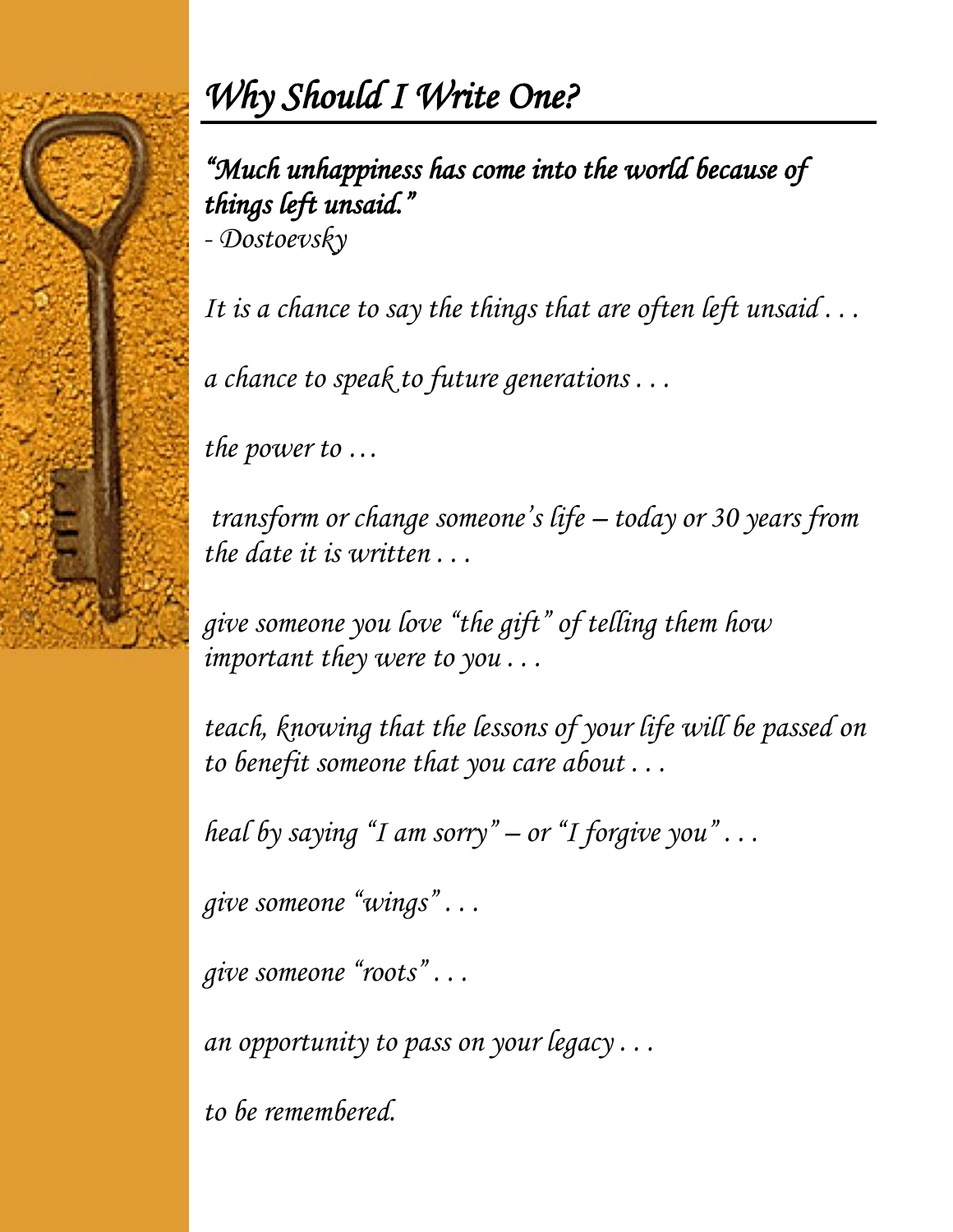# *Why Should I Write One?*

***"Much unhappiness has come into the world because of things left unsaid."***
*- Dostoevsky*

*It is a chance to say the things that are often left unsaid . . .*

*a chance to speak to future generations . . .*

*the power to …*

*transform or change someone's life – today or 30 years from the date it is written . . .*

*give someone you love "the gift" of telling them how important they were to you . . .*

*teach, knowing that the lessons of your life will be passed on to benefit someone that you care about . . .*

*heal by saying "I am sorry" – or "I forgive you" . . .*

*give someone "wings" . . .*

*give someone "roots" . . .*

*an opportunity to pass on your legacy . . .*

*to be remembered.*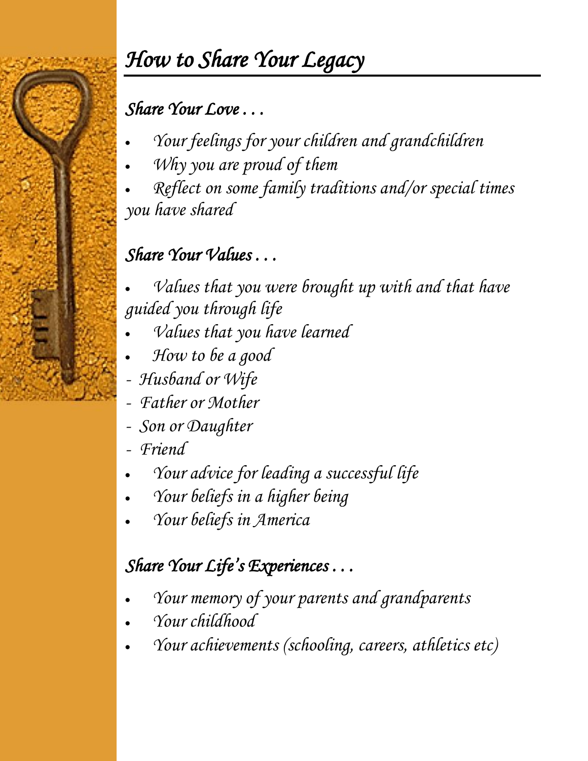# *How to Share Your Legacy*

## *Share Your Love . . .*

- *Your feelings for your children and grandchildren*
- *Why you are proud of them*
- *Reflect on some family traditions and/or special times you have shared*

## *Share Your Values . . .*

- *Values that you were brought up with and that have guided you through life*
- *Values that you have learned*
- *How to be a good*
  - *Husband or Wife*
  - *Father or Mother*
  - *Son or Daughter*
  - *Friend*
- *Your advice for leading a successful life*
- *Your beliefs in a higher being*
- *Your beliefs in America*

## *Share Your Life's Experiences . . .*

- *Your memory of your parents and grandparents*
- *Your childhood*
- *Your achievements (schooling, careers, athletics etc)*